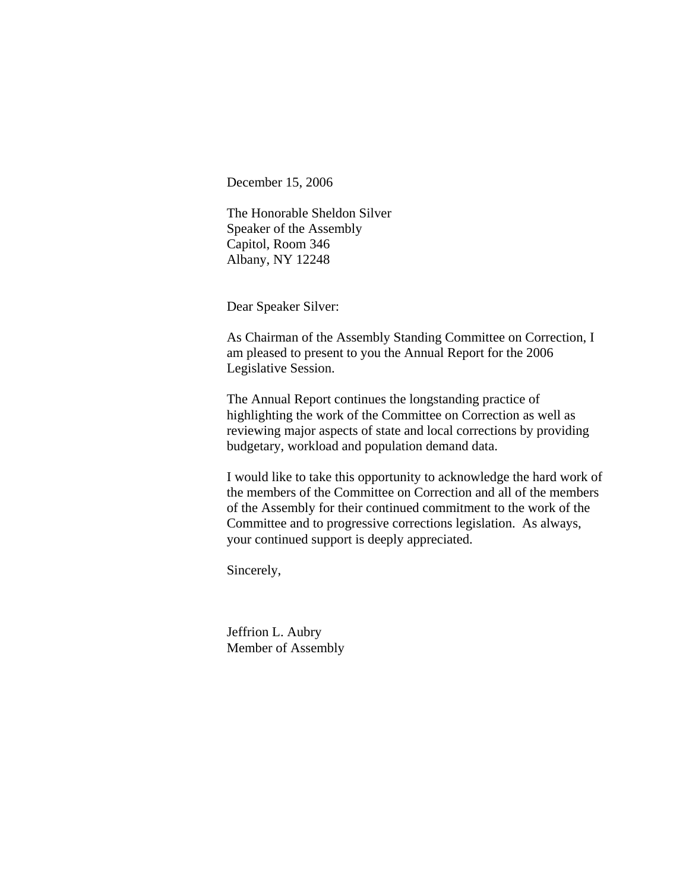December 15, 2006

The Honorable Sheldon Silver
Speaker of the Assembly
Capitol, Room 346
Albany, NY 12248

Dear Speaker Silver:

As Chairman of the Assembly Standing Committee on Correction, I am pleased to present to you the Annual Report for the 2006 Legislative Session.

The Annual Report continues the longstanding practice of highlighting the work of the Committee on Correction as well as reviewing major aspects of state and local corrections by providing budgetary, workload and population demand data.

I would like to take this opportunity to acknowledge the hard work of the members of the Committee on Correction and all of the members of the Assembly for their continued commitment to the work of the Committee and to progressive corrections legislation. As always, your continued support is deeply appreciated.

Sincerely,

Jeffrion L. Aubry
Member of Assembly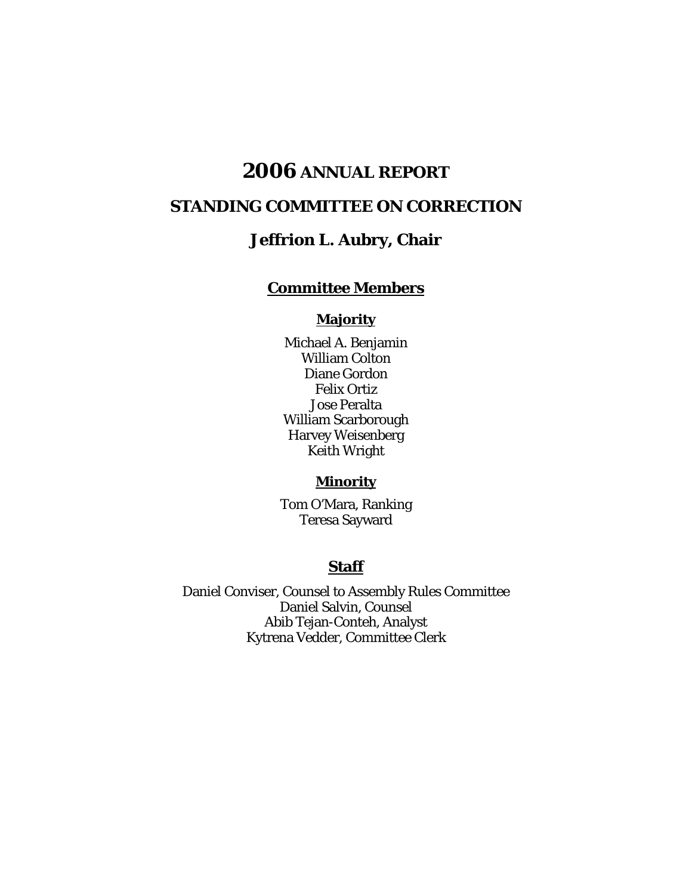# **2006** ANNUAL REPORT

## STANDING COMMITTEE ON CORRECTION

## Jeffrion L. Aubry, Chair

### Committee Members

#### Majority

Michael A. Benjamin
William Colton
Diane Gordon
Felix Ortiz
Jose Peralta
William Scarborough
Harvey Weisenberg
Keith Wright

#### Minority

Tom O'Mara, Ranking
Teresa Sayward

### Staff

Daniel Conviser, Counsel to Assembly Rules Committee
Daniel Salvin, Counsel
Abib Tejan-Conteh, Analyst
Kytrena Vedder, Committee Clerk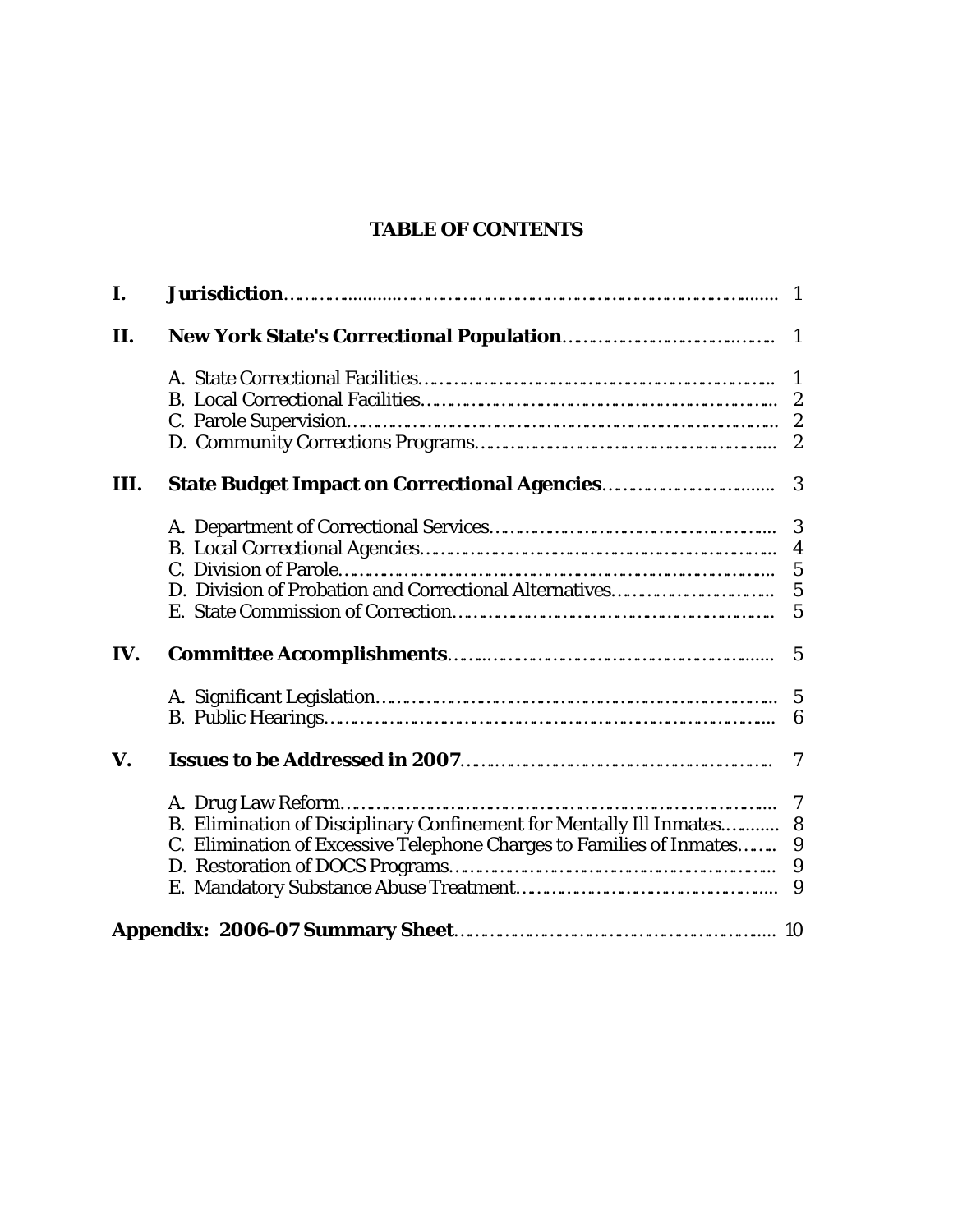# TABLE OF CONTENTS

| | | |
|---|---|---|
| **I.** | **Jurisdiction** | 1 |
| **II.** | **New York State's Correctional Population** | 1 |
| | A. State Correctional Facilities | 1 |
| | B. Local Correctional Facilities | 2 |
| | C. Parole Supervision | 2 |
| | D. Community Corrections Programs | 2 |
| **III.** | **State Budget Impact on Correctional Agencies** | 3 |
| | A. Department of Correctional Services | 3 |
| | B. Local Correctional Agencies | 4 |
| | C. Division of Parole | 5 |
| | D. Division of Probation and Correctional Alternatives | 5 |
| | E. State Commission of Correction | 5 |
| **IV.** | **Committee Accomplishments** | 5 |
| | A. Significant Legislation | 5 |
| | B. Public Hearings | 6 |
| **V.** | **Issues to be Addressed in 2007** | 7 |
| | A. Drug Law Reform | 7 |
| | B. Elimination of Disciplinary Confinement for Mentally Ill Inmates | 8 |
| | C. Elimination of Excessive Telephone Charges to Families of Inmates | 9 |
| | D. Restoration of DOCS Programs | 9 |
| | E. Mandatory Substance Abuse Treatment | 9 |
| **Appendix: 2006-07 Summary Sheet** | | 10 |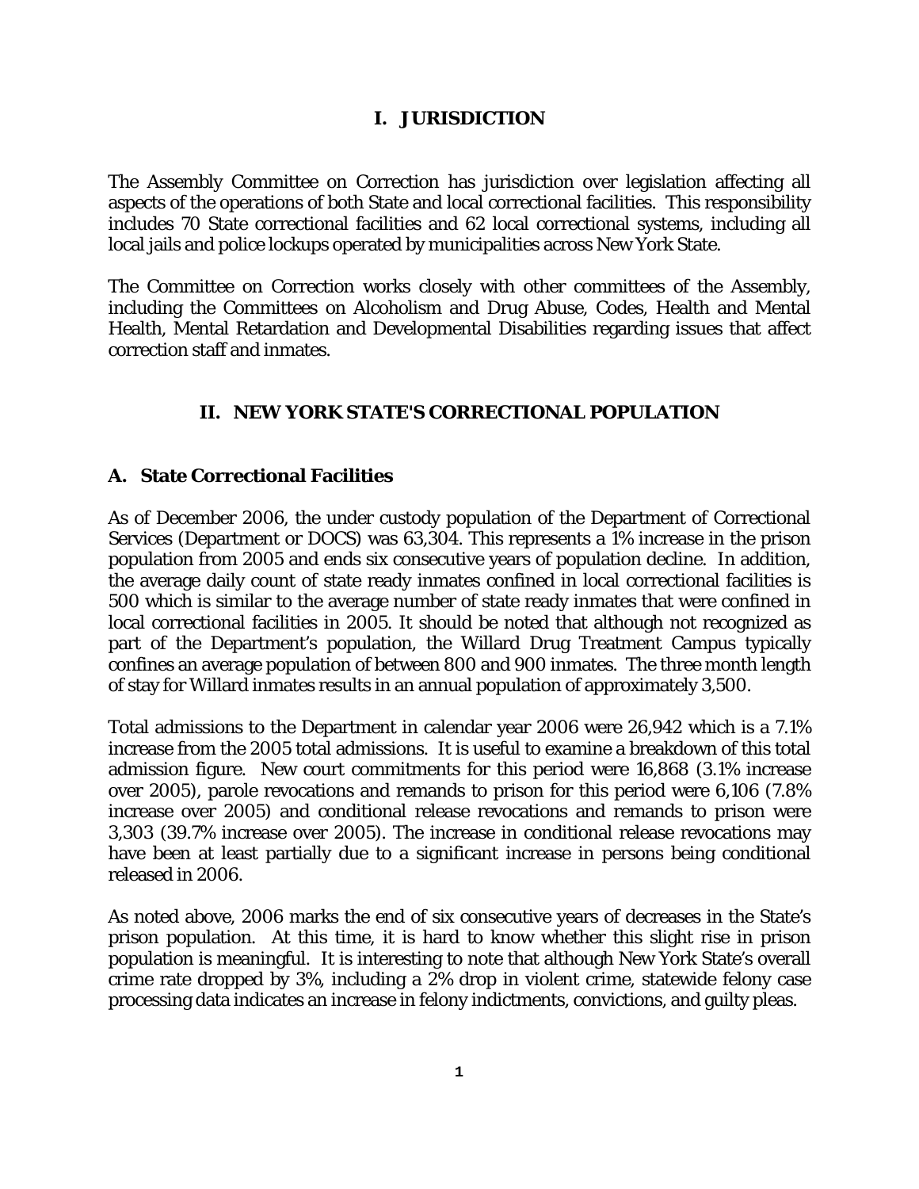## I. JURISDICTION

The Assembly Committee on Correction has jurisdiction over legislation affecting all aspects of the operations of both State and local correctional facilities. This responsibility includes 70 State correctional facilities and 62 local correctional systems, including all local jails and police lockups operated by municipalities across New York State.

The Committee on Correction works closely with other committees of the Assembly, including the Committees on Alcoholism and Drug Abuse, Codes, Health and Mental Health, Mental Retardation and Developmental Disabilities regarding issues that affect correction staff and inmates.

## II. NEW YORK STATE'S CORRECTIONAL POPULATION

### A. State Correctional Facilities

As of December 2006, the under custody population of the Department of Correctional Services (Department or DOCS) was 63,304. This represents a 1% increase in the prison population from 2005 and ends six consecutive years of population decline. In addition, the average daily count of state ready inmates confined in local correctional facilities is 500 which is similar to the average number of state ready inmates that were confined in local correctional facilities in 2005. It should be noted that although not recognized as part of the Department's population, the Willard Drug Treatment Campus typically confines an average population of between 800 and 900 inmates. The three month length of stay for Willard inmates results in an annual population of approximately 3,500.

Total admissions to the Department in calendar year 2006 were 26,942 which is a 7.1% increase from the 2005 total admissions. It is useful to examine a breakdown of this total admission figure. New court commitments for this period were 16,868 (3.1% increase over 2005), parole revocations and remands to prison for this period were 6,106 (7.8% increase over 2005) and conditional release revocations and remands to prison were 3,303 (39.7% increase over 2005). The increase in conditional release revocations may have been at least partially due to a significant increase in persons being conditional released in 2006.

As noted above, 2006 marks the end of six consecutive years of decreases in the State's prison population. At this time, it is hard to know whether this slight rise in prison population is meaningful. It is interesting to note that although New York State's overall crime rate dropped by 3%, including a 2% drop in violent crime, statewide felony case processing data indicates an increase in felony indictments, convictions, and guilty pleas.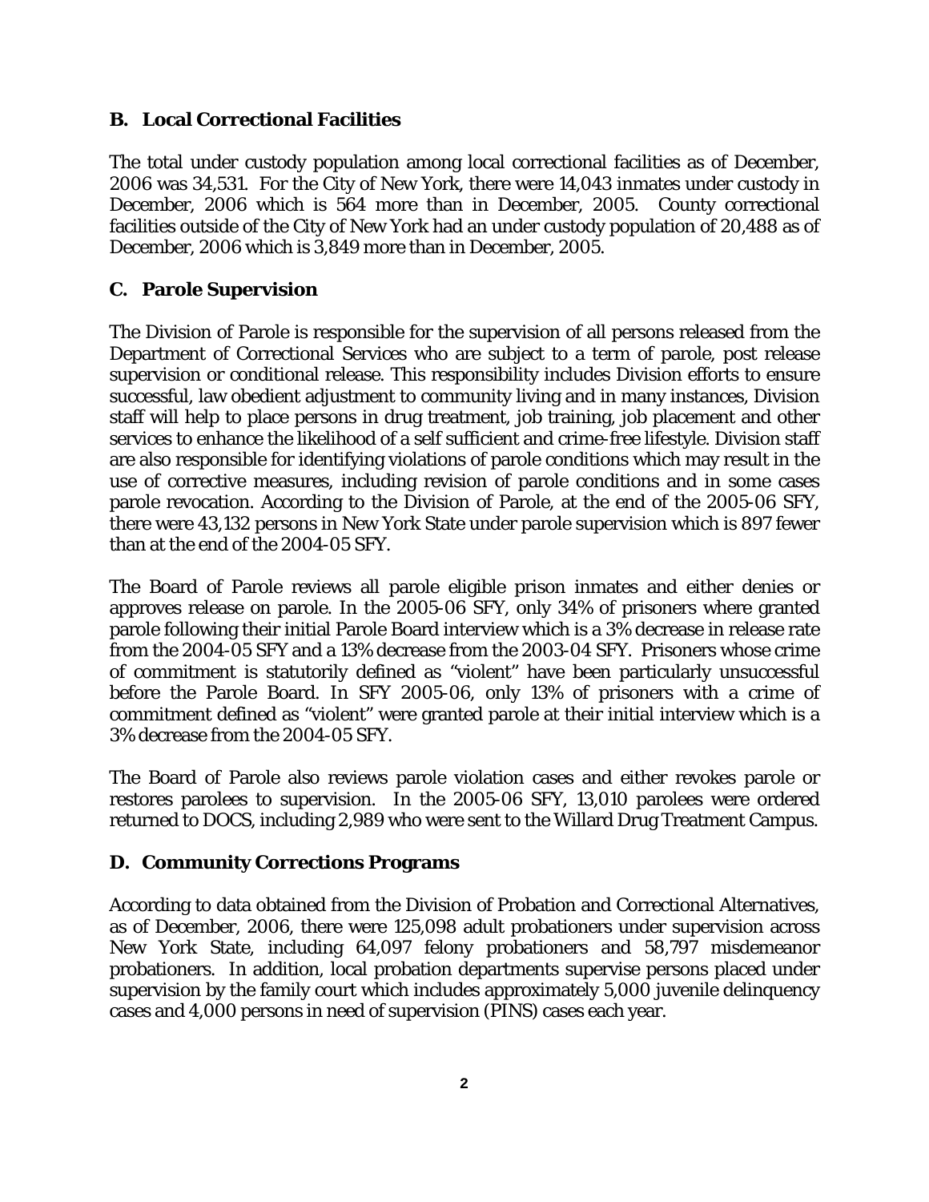### B. Local Correctional Facilities

The total under custody population among local correctional facilities as of December, 2006 was 34,531. For the City of New York, there were 14,043 inmates under custody in December, 2006 which is 564 more than in December, 2005. County correctional facilities outside of the City of New York had an under custody population of 20,488 as of December, 2006 which is 3,849 more than in December, 2005.

### C. Parole Supervision

The Division of Parole is responsible for the supervision of all persons released from the Department of Correctional Services who are subject to a term of parole, post release supervision or conditional release. This responsibility includes Division efforts to ensure successful, law obedient adjustment to community living and in many instances, Division staff will help to place persons in drug treatment, job training, job placement and other services to enhance the likelihood of a self sufficient and crime-free lifestyle. Division staff are also responsible for identifying violations of parole conditions which may result in the use of corrective measures, including revision of parole conditions and in some cases parole revocation. According to the Division of Parole, at the end of the 2005-06 SFY, there were 43,132 persons in New York State under parole supervision which is 897 fewer than at the end of the 2004-05 SFY.

The Board of Parole reviews all parole eligible prison inmates and either denies or approves release on parole. In the 2005-06 SFY, only 34% of prisoners where granted parole following their initial Parole Board interview which is a 3% decrease in release rate from the 2004-05 SFY and a 13% decrease from the 2003-04 SFY. Prisoners whose crime of commitment is statutorily defined as "violent" have been particularly unsuccessful before the Parole Board. In SFY 2005-06, only 13% of prisoners with a crime of commitment defined as "violent" were granted parole at their initial interview which is a 3% decrease from the 2004-05 SFY.

The Board of Parole also reviews parole violation cases and either revokes parole or restores parolees to supervision. In the 2005-06 SFY, 13,010 parolees were ordered returned to DOCS, including 2,989 who were sent to the Willard Drug Treatment Campus.

### D. Community Corrections Programs

According to data obtained from the Division of Probation and Correctional Alternatives, as of December, 2006, there were 125,098 adult probationers under supervision across New York State, including 64,097 felony probationers and 58,797 misdemeanor probationers. In addition, local probation departments supervise persons placed under supervision by the family court which includes approximately 5,000 juvenile delinquency cases and 4,000 persons in need of supervision (PINS) cases each year.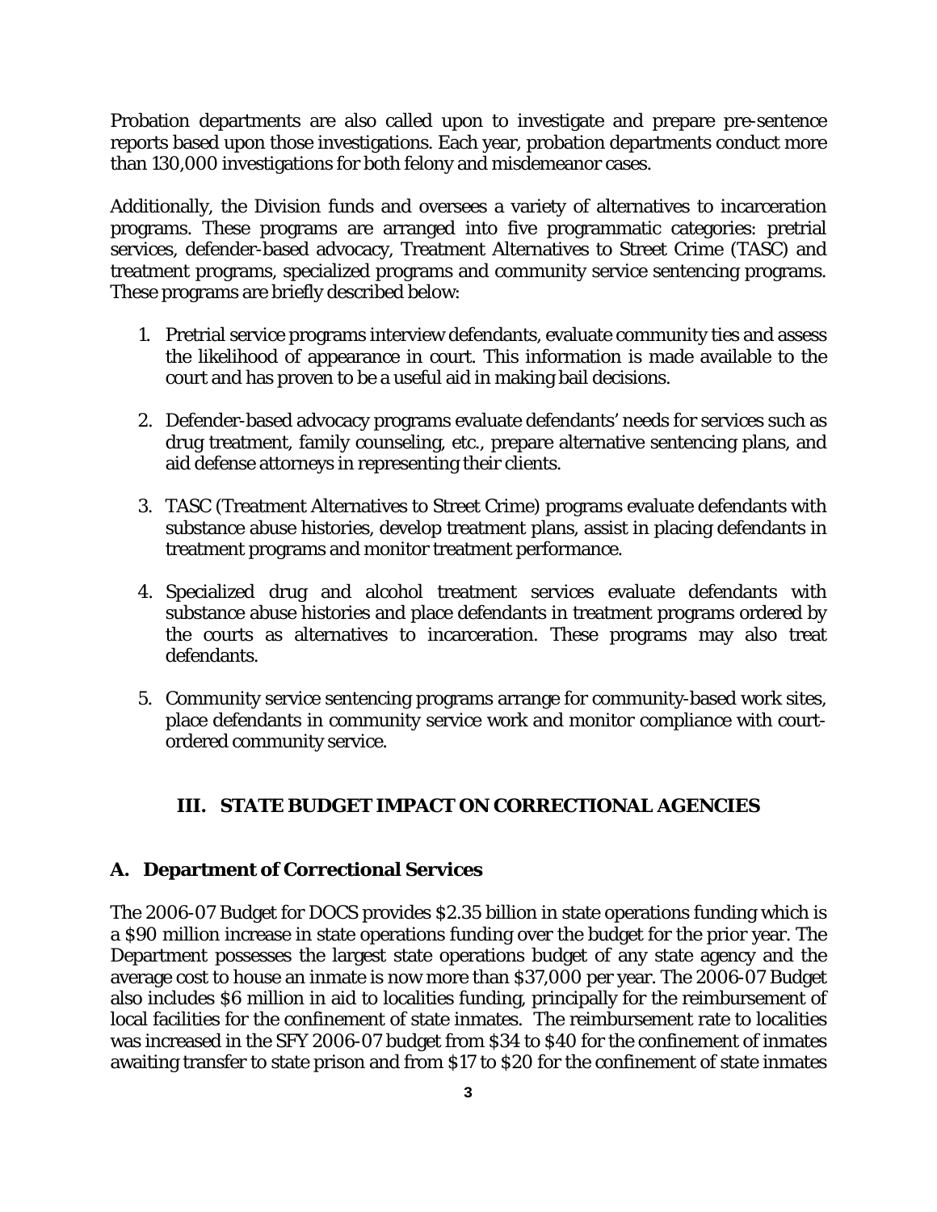Probation departments are also called upon to investigate and prepare pre-sentence reports based upon those investigations. Each year, probation departments conduct more than 130,000 investigations for both felony and misdemeanor cases.

Additionally, the Division funds and oversees a variety of alternatives to incarceration programs. These programs are arranged into five programmatic categories: pretrial services, defender-based advocacy, Treatment Alternatives to Street Crime (TASC) and treatment programs, specialized programs and community service sentencing programs. These programs are briefly described below:

1. Pretrial service programs interview defendants, evaluate community ties and assess the likelihood of appearance in court. This information is made available to the court and has proven to be a useful aid in making bail decisions.

2. Defender-based advocacy programs evaluate defendants' needs for services such as drug treatment, family counseling, etc., prepare alternative sentencing plans, and aid defense attorneys in representing their clients.

3. TASC (Treatment Alternatives to Street Crime) programs evaluate defendants with substance abuse histories, develop treatment plans, assist in placing defendants in treatment programs and monitor treatment performance.

4. Specialized drug and alcohol treatment services evaluate defendants with substance abuse histories and place defendants in treatment programs ordered by the courts as alternatives to incarceration. These programs may also treat defendants.

5. Community service sentencing programs arrange for community-based work sites, place defendants in community service work and monitor compliance with court-ordered community service.

## III. STATE BUDGET IMPACT ON CORRECTIONAL AGENCIES

### A. Department of Correctional Services

The 2006-07 Budget for DOCS provides $2.35 billion in state operations funding which is a $90 million increase in state operations funding over the budget for the prior year. The Department possesses the largest state operations budget of any state agency and the average cost to house an inmate is now more than $37,000 per year. The 2006-07 Budget also includes $6 million in aid to localities funding, principally for the reimbursement of local facilities for the confinement of state inmates. The reimbursement rate to localities was increased in the SFY 2006-07 budget from $34 to $40 for the confinement of inmates awaiting transfer to state prison and from $17 to $20 for the confinement of state inmates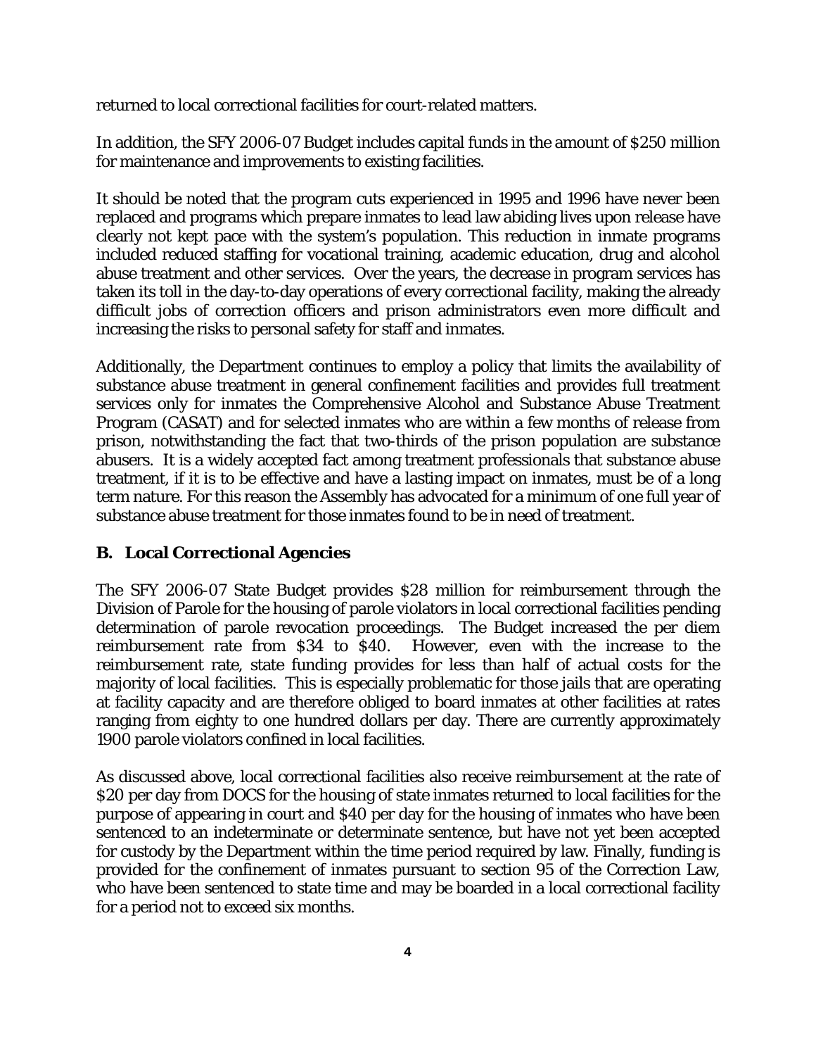returned to local correctional facilities for court-related matters.

In addition, the SFY 2006-07 Budget includes capital funds in the amount of $250 million for maintenance and improvements to existing facilities.

It should be noted that the program cuts experienced in 1995 and 1996 have never been replaced and programs which prepare inmates to lead law abiding lives upon release have clearly not kept pace with the system's population. This reduction in inmate programs included reduced staffing for vocational training, academic education, drug and alcohol abuse treatment and other services. Over the years, the decrease in program services has taken its toll in the day-to-day operations of every correctional facility, making the already difficult jobs of correction officers and prison administrators even more difficult and increasing the risks to personal safety for staff and inmates.

Additionally, the Department continues to employ a policy that limits the availability of substance abuse treatment in general confinement facilities and provides full treatment services only for inmates the Comprehensive Alcohol and Substance Abuse Treatment Program (CASAT) and for selected inmates who are within a few months of release from prison, notwithstanding the fact that two-thirds of the prison population are substance abusers. It is a widely accepted fact among treatment professionals that substance abuse treatment, if it is to be effective and have a lasting impact on inmates, must be of a long term nature. For this reason the Assembly has advocated for a minimum of one full year of substance abuse treatment for those inmates found to be in need of treatment.

## B. Local Correctional Agencies

The SFY 2006-07 State Budget provides $28 million for reimbursement through the Division of Parole for the housing of parole violators in local correctional facilities pending determination of parole revocation proceedings. The Budget increased the per diem reimbursement rate from $34 to $40. However, even with the increase to the reimbursement rate, state funding provides for less than half of actual costs for the majority of local facilities. This is especially problematic for those jails that are operating at facility capacity and are therefore obliged to board inmates at other facilities at rates ranging from eighty to one hundred dollars per day. There are currently approximately 1900 parole violators confined in local facilities.

As discussed above, local correctional facilities also receive reimbursement at the rate of $20 per day from DOCS for the housing of state inmates returned to local facilities for the purpose of appearing in court and $40 per day for the housing of inmates who have been sentenced to an indeterminate or determinate sentence, but have not yet been accepted for custody by the Department within the time period required by law. Finally, funding is provided for the confinement of inmates pursuant to section 95 of the Correction Law, who have been sentenced to state time and may be boarded in a local correctional facility for a period not to exceed six months.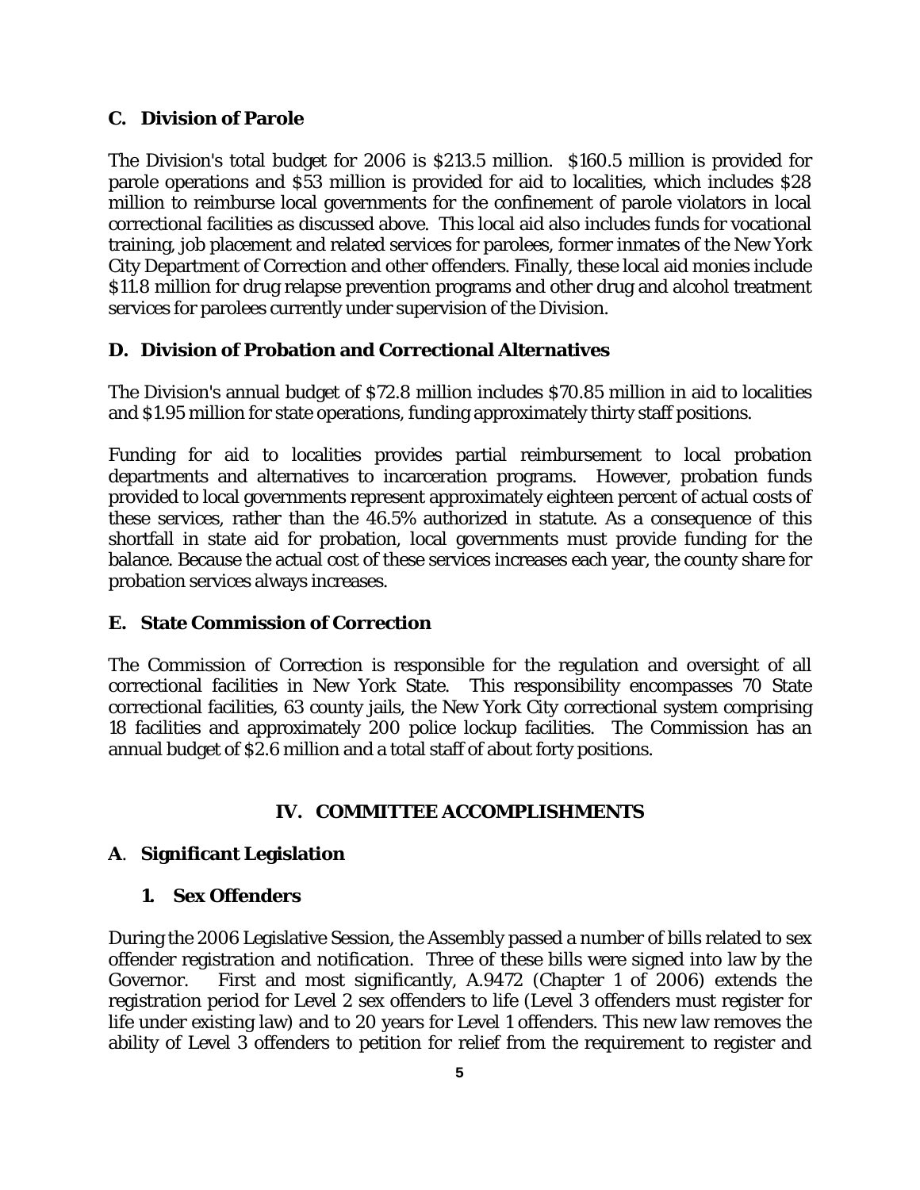### C. Division of Parole

The Division's total budget for 2006 is $213.5 million. $160.5 million is provided for parole operations and $53 million is provided for aid to localities, which includes $28 million to reimburse local governments for the confinement of parole violators in local correctional facilities as discussed above. This local aid also includes funds for vocational training, job placement and related services for parolees, former inmates of the New York City Department of Correction and other offenders. Finally, these local aid monies include $11.8 million for drug relapse prevention programs and other drug and alcohol treatment services for parolees currently under supervision of the Division.

### D. Division of Probation and Correctional Alternatives

The Division's annual budget of $72.8 million includes $70.85 million in aid to localities and $1.95 million for state operations, funding approximately thirty staff positions.

Funding for aid to localities provides partial reimbursement to local probation departments and alternatives to incarceration programs. However, probation funds provided to local governments represent approximately eighteen percent of actual costs of these services, rather than the 46.5% authorized in statute. As a consequence of this shortfall in state aid for probation, local governments must provide funding for the balance. Because the actual cost of these services increases each year, the county share for probation services always increases.

### E. State Commission of Correction

The Commission of Correction is responsible for the regulation and oversight of all correctional facilities in New York State. This responsibility encompasses 70 State correctional facilities, 63 county jails, the New York City correctional system comprising 18 facilities and approximately 200 police lockup facilities. The Commission has an annual budget of $2.6 million and a total staff of about forty positions.

## IV. COMMITTEE ACCOMPLISHMENTS

### A. Significant Legislation

#### 1. Sex Offenders

During the 2006 Legislative Session, the Assembly passed a number of bills related to sex offender registration and notification. Three of these bills were signed into law by the Governor. First and most significantly, A.9472 (Chapter 1 of 2006) extends the registration period for Level 2 sex offenders to life (Level 3 offenders must register for life under existing law) and to 20 years for Level 1 offenders. This new law removes the ability of Level 3 offenders to petition for relief from the requirement to register and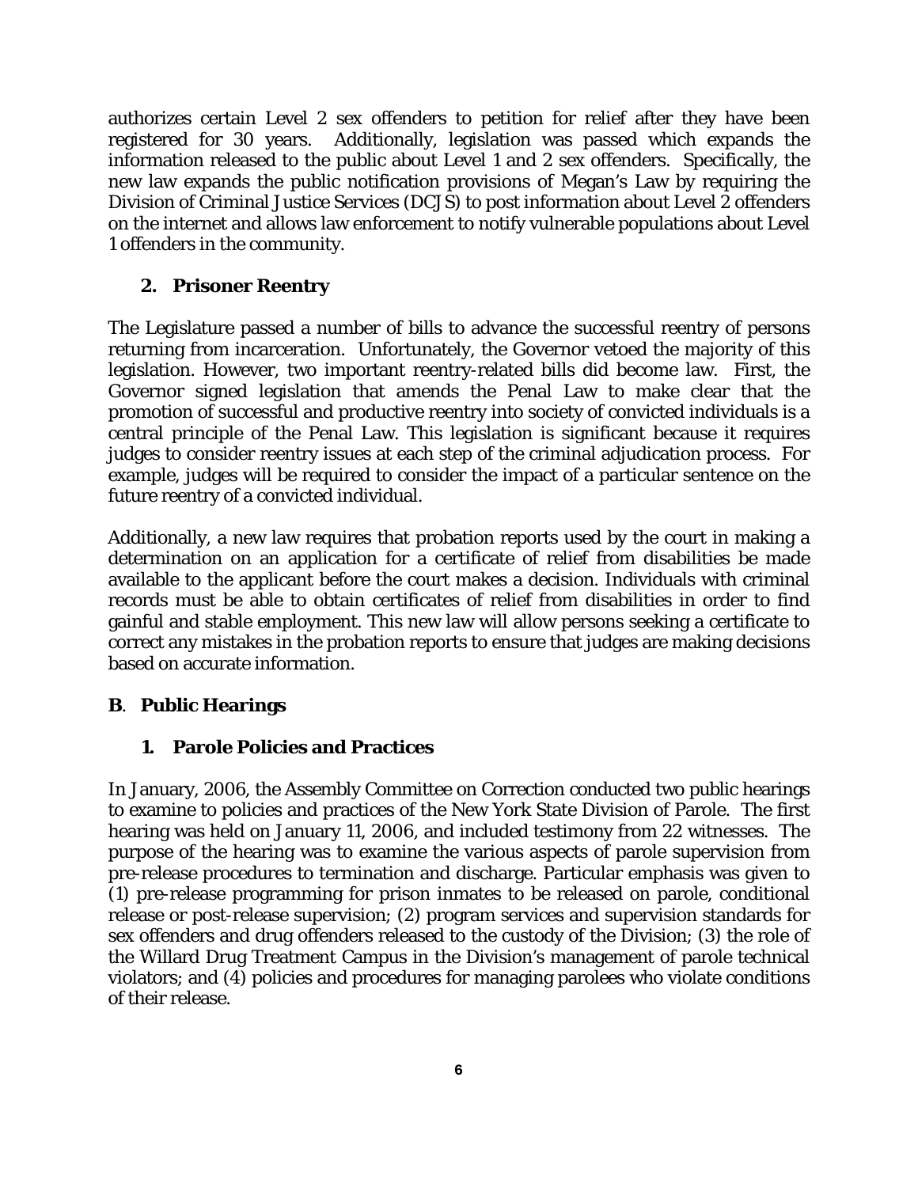authorizes certain Level 2 sex offenders to petition for relief after they have been registered for 30 years. Additionally, legislation was passed which expands the information released to the public about Level 1 and 2 sex offenders. Specifically, the new law expands the public notification provisions of Megan's Law by requiring the Division of Criminal Justice Services (DCJS) to post information about Level 2 offenders on the internet and allows law enforcement to notify vulnerable populations about Level 1 offenders in the community.

### 2. Prisoner Reentry

The Legislature passed a number of bills to advance the successful reentry of persons returning from incarceration. Unfortunately, the Governor vetoed the majority of this legislation. However, two important reentry-related bills did become law. First, the Governor signed legislation that amends the Penal Law to make clear that the promotion of successful and productive reentry into society of convicted individuals is a central principle of the Penal Law. This legislation is significant because it requires judges to consider reentry issues at each step of the criminal adjudication process. For example, judges will be required to consider the impact of a particular sentence on the future reentry of a convicted individual.

Additionally, a new law requires that probation reports used by the court in making a determination on an application for a certificate of relief from disabilities be made available to the applicant before the court makes a decision. Individuals with criminal records must be able to obtain certificates of relief from disabilities in order to find gainful and stable employment. This new law will allow persons seeking a certificate to correct any mistakes in the probation reports to ensure that judges are making decisions based on accurate information.

## B. Public Hearings

### 1. Parole Policies and Practices

In January, 2006, the Assembly Committee on Correction conducted two public hearings to examine to policies and practices of the New York State Division of Parole. The first hearing was held on January 11, 2006, and included testimony from 22 witnesses. The purpose of the hearing was to examine the various aspects of parole supervision from pre-release procedures to termination and discharge. Particular emphasis was given to (1) pre-release programming for prison inmates to be released on parole, conditional release or post-release supervision; (2) program services and supervision standards for sex offenders and drug offenders released to the custody of the Division; (3) the role of the Willard Drug Treatment Campus in the Division's management of parole technical violators; and (4) policies and procedures for managing parolees who violate conditions of their release.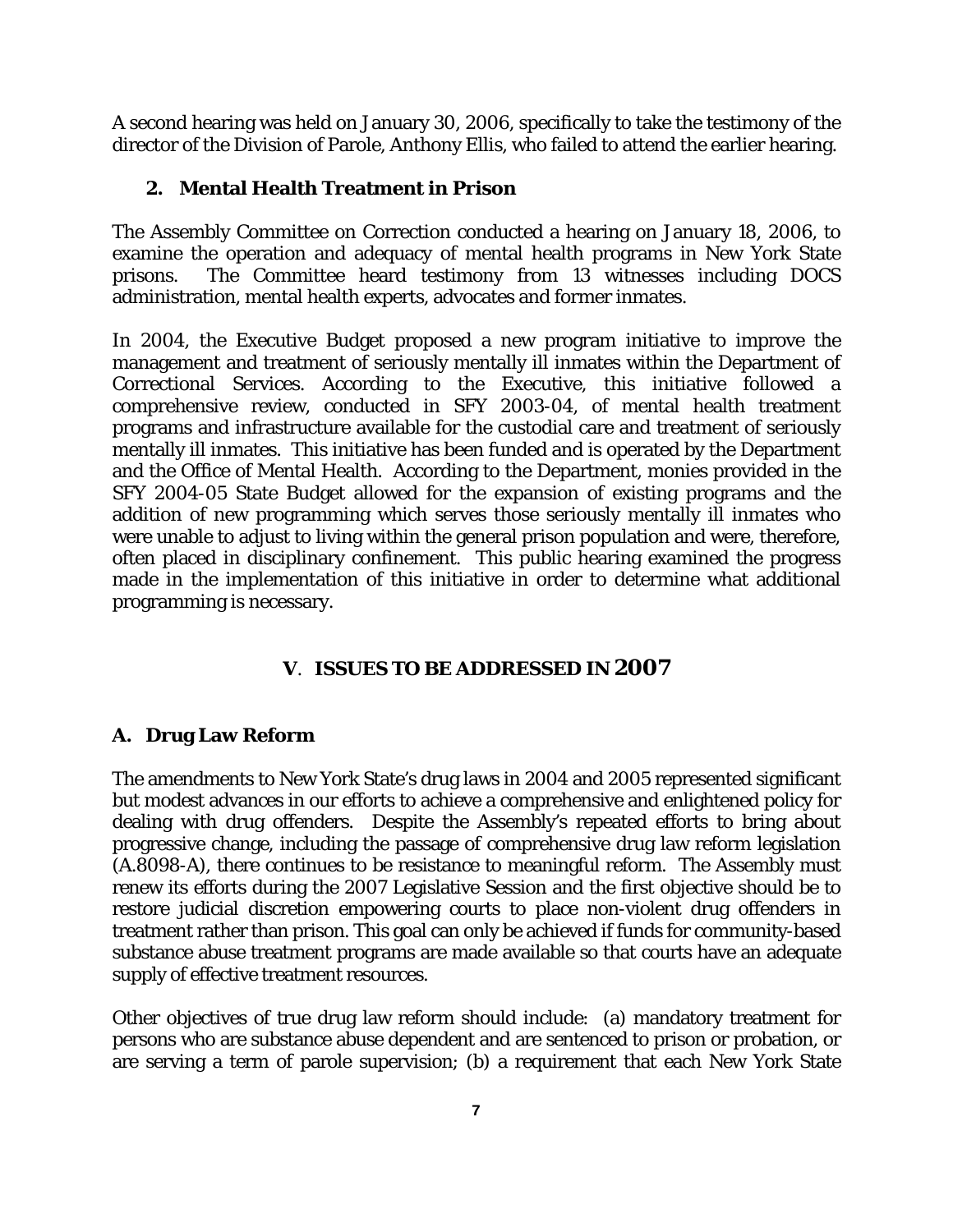A second hearing was held on January 30, 2006, specifically to take the testimony of the director of the Division of Parole, Anthony Ellis, who failed to attend the earlier hearing.

### 2. Mental Health Treatment in Prison

The Assembly Committee on Correction conducted a hearing on January 18, 2006, to examine the operation and adequacy of mental health programs in New York State prisons. The Committee heard testimony from 13 witnesses including DOCS administration, mental health experts, advocates and former inmates.

In 2004, the Executive Budget proposed a new program initiative to improve the management and treatment of seriously mentally ill inmates within the Department of Correctional Services. According to the Executive, this initiative followed a comprehensive review, conducted in SFY 2003-04, of mental health treatment programs and infrastructure available for the custodial care and treatment of seriously mentally ill inmates. This initiative has been funded and is operated by the Department and the Office of Mental Health. According to the Department, monies provided in the SFY 2004-05 State Budget allowed for the expansion of existing programs and the addition of new programming which serves those seriously mentally ill inmates who were unable to adjust to living within the general prison population and were, therefore, often placed in disciplinary confinement. This public hearing examined the progress made in the implementation of this initiative in order to determine what additional programming is necessary.

## V. ISSUES TO BE ADDRESSED IN 2007

### A. Drug Law Reform

The amendments to New York State's drug laws in 2004 and 2005 represented significant but modest advances in our efforts to achieve a comprehensive and enlightened policy for dealing with drug offenders. Despite the Assembly's repeated efforts to bring about progressive change, including the passage of comprehensive drug law reform legislation (A.8098-A), there continues to be resistance to meaningful reform. The Assembly must renew its efforts during the 2007 Legislative Session and the first objective should be to restore judicial discretion empowering courts to place non-violent drug offenders in treatment rather than prison. This goal can only be achieved if funds for community-based substance abuse treatment programs are made available so that courts have an adequate supply of effective treatment resources.

Other objectives of true drug law reform should include: (a) mandatory treatment for persons who are substance abuse dependent and are sentenced to prison or probation, or are serving a term of parole supervision; (b) a requirement that each New York State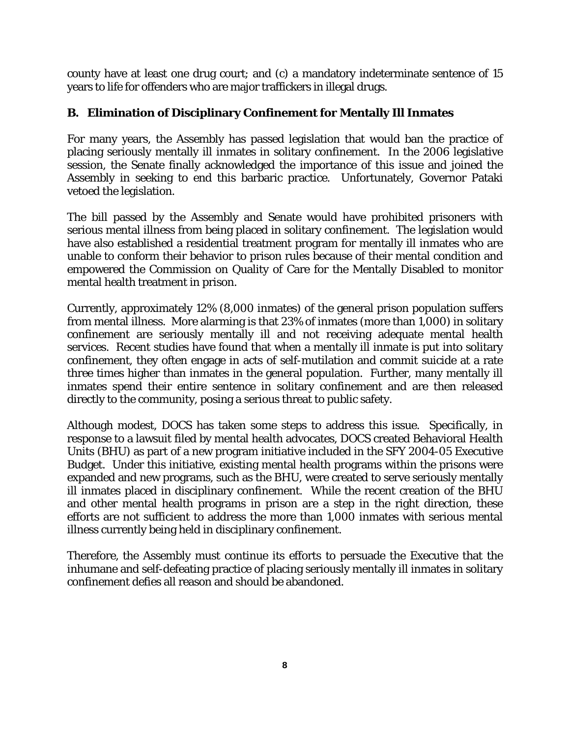county have at least one drug court; and (c) a mandatory indeterminate sentence of 15 years to life for offenders who are major traffickers in illegal drugs.

### B. Elimination of Disciplinary Confinement for Mentally Ill Inmates

For many years, the Assembly has passed legislation that would ban the practice of placing seriously mentally ill inmates in solitary confinement. In the 2006 legislative session, the Senate finally acknowledged the importance of this issue and joined the Assembly in seeking to end this barbaric practice. Unfortunately, Governor Pataki vetoed the legislation.

The bill passed by the Assembly and Senate would have prohibited prisoners with serious mental illness from being placed in solitary confinement. The legislation would have also established a residential treatment program for mentally ill inmates who are unable to conform their behavior to prison rules because of their mental condition and empowered the Commission on Quality of Care for the Mentally Disabled to monitor mental health treatment in prison.

Currently, approximately 12% (8,000 inmates) of the general prison population suffers from mental illness. More alarming is that 23% of inmates (more than 1,000) in solitary confinement are seriously mentally ill and not receiving adequate mental health services. Recent studies have found that when a mentally ill inmate is put into solitary confinement, they often engage in acts of self-mutilation and commit suicide at a rate three times higher than inmates in the general population. Further, many mentally ill inmates spend their entire sentence in solitary confinement and are then released directly to the community, posing a serious threat to public safety.

Although modest, DOCS has taken some steps to address this issue. Specifically, in response to a lawsuit filed by mental health advocates, DOCS created Behavioral Health Units (BHU) as part of a new program initiative included in the SFY 2004-05 Executive Budget. Under this initiative, existing mental health programs within the prisons were expanded and new programs, such as the BHU, were created to serve seriously mentally ill inmates placed in disciplinary confinement. While the recent creation of the BHU and other mental health programs in prison are a step in the right direction, these efforts are not sufficient to address the more than 1,000 inmates with serious mental illness currently being held in disciplinary confinement.

Therefore, the Assembly must continue its efforts to persuade the Executive that the inhumane and self-defeating practice of placing seriously mentally ill inmates in solitary confinement defies all reason and should be abandoned.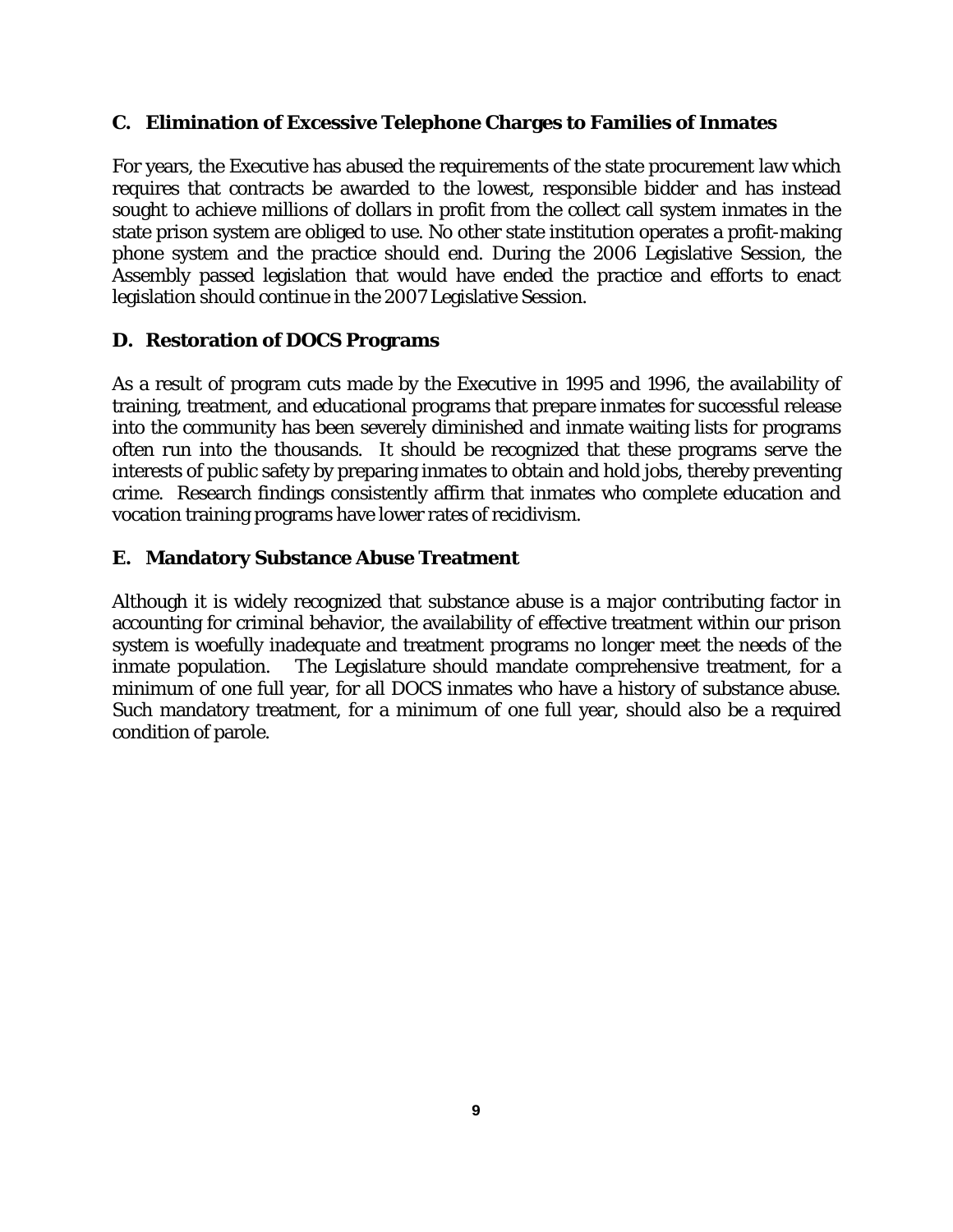### C. Elimination of Excessive Telephone Charges to Families of Inmates

For years, the Executive has abused the requirements of the state procurement law which requires that contracts be awarded to the lowest, responsible bidder and has instead sought to achieve millions of dollars in profit from the collect call system inmates in the state prison system are obliged to use. No other state institution operates a profit-making phone system and the practice should end. During the 2006 Legislative Session, the Assembly passed legislation that would have ended the practice and efforts to enact legislation should continue in the 2007 Legislative Session.

### D. Restoration of DOCS Programs

As a result of program cuts made by the Executive in 1995 and 1996, the availability of training, treatment, and educational programs that prepare inmates for successful release into the community has been severely diminished and inmate waiting lists for programs often run into the thousands. It should be recognized that these programs serve the interests of public safety by preparing inmates to obtain and hold jobs, thereby preventing crime. Research findings consistently affirm that inmates who complete education and vocation training programs have lower rates of recidivism.

### E. Mandatory Substance Abuse Treatment

Although it is widely recognized that substance abuse is a major contributing factor in accounting for criminal behavior, the availability of effective treatment within our prison system is woefully inadequate and treatment programs no longer meet the needs of the inmate population. The Legislature should mandate comprehensive treatment, for a minimum of one full year, for all DOCS inmates who have a history of substance abuse. Such mandatory treatment, for a minimum of one full year, should also be a required condition of parole.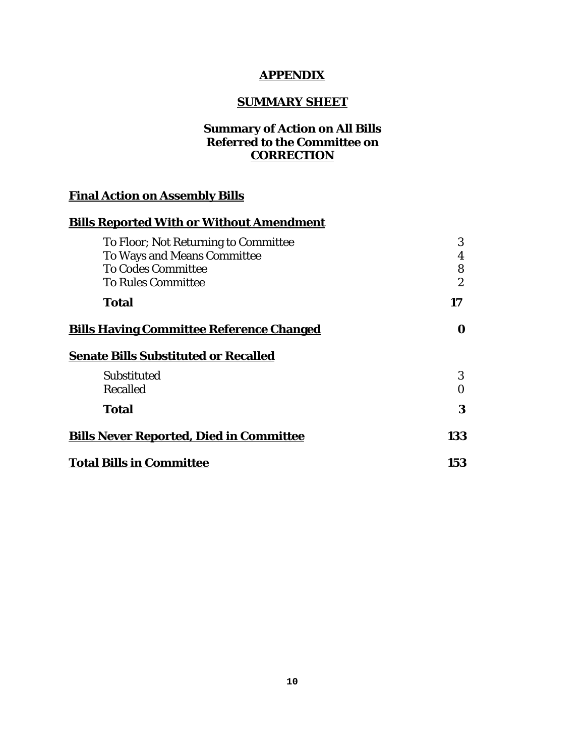# APPENDIX

## SUMMARY SHEET

### Summary of Action on All Bills Referred to the Committee on CORRECTION

**Final Action on Assembly Bills**

| | |
|---|---|
| **Bills Reported With or Without Amendment** | |
| To Floor; Not Returning to Committee | 3 |
| To Ways and Means Committee | 4 |
| To Codes Committee | 8 |
| To Rules Committee | 2 |
| **Total** | **17** |
| **Bills Having Committee Reference Changed** | **0** |
| **Senate Bills Substituted or Recalled** | |
| Substituted | 3 |
| Recalled | 0 |
| **Total** | **3** |
| **Bills Never Reported, Died in Committee** | **133** |
| **Total Bills in Committee** | **153** |